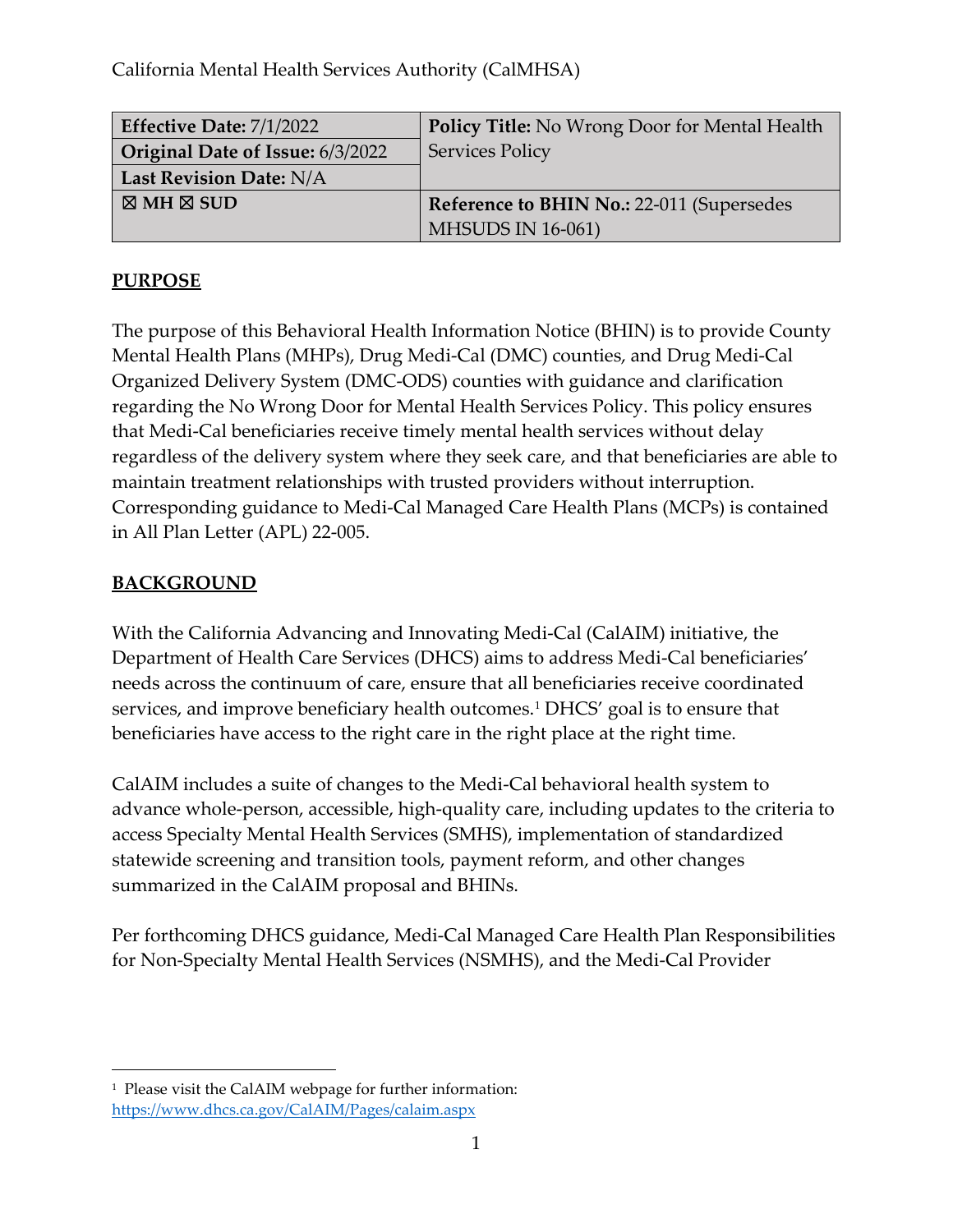California Mental Health Services Authority (CalMHSA)

| Effective Date: 7/1/2022 | Policy Title: No Wrong Door for Mental Health Services Policy |
|---|---|
| Original Date of Issue: 6/3/2022 | |
| Last Revision Date: N/A | |
| ☒ MH ☒ SUD | Reference to BHIN No.: 22-011 (Supersedes MHSUDS IN 16-061) |

## PURPOSE

The purpose of this Behavioral Health Information Notice (BHIN) is to provide County Mental Health Plans (MHPs), Drug Medi-Cal (DMC) counties, and Drug Medi-Cal Organized Delivery System (DMC-ODS) counties with guidance and clarification regarding the No Wrong Door for Mental Health Services Policy. This policy ensures that Medi-Cal beneficiaries receive timely mental health services without delay regardless of the delivery system where they seek care, and that beneficiaries are able to maintain treatment relationships with trusted providers without interruption. Corresponding guidance to Medi-Cal Managed Care Health Plans (MCPs) is contained in All Plan Letter (APL) 22-005.

## BACKGROUND

With the California Advancing and Innovating Medi-Cal (CalAIM) initiative, the Department of Health Care Services (DHCS) aims to address Medi-Cal beneficiaries' needs across the continuum of care, ensure that all beneficiaries receive coordinated services, and improve beneficiary health outcomes.[1] DHCS' goal is to ensure that beneficiaries have access to the right care in the right place at the right time.

CalAIM includes a suite of changes to the Medi-Cal behavioral health system to advance whole-person, accessible, high-quality care, including updates to the criteria to access Specialty Mental Health Services (SMHS), implementation of standardized statewide screening and transition tools, payment reform, and other changes summarized in the CalAIM proposal and BHINs.

Per forthcoming DHCS guidance, Medi-Cal Managed Care Health Plan Responsibilities for Non-Specialty Mental Health Services (NSMHS), and the Medi-Cal Provider

[1] Please visit the CalAIM webpage for further information: https://www.dhcs.ca.gov/CalAIM/Pages/calaim.aspx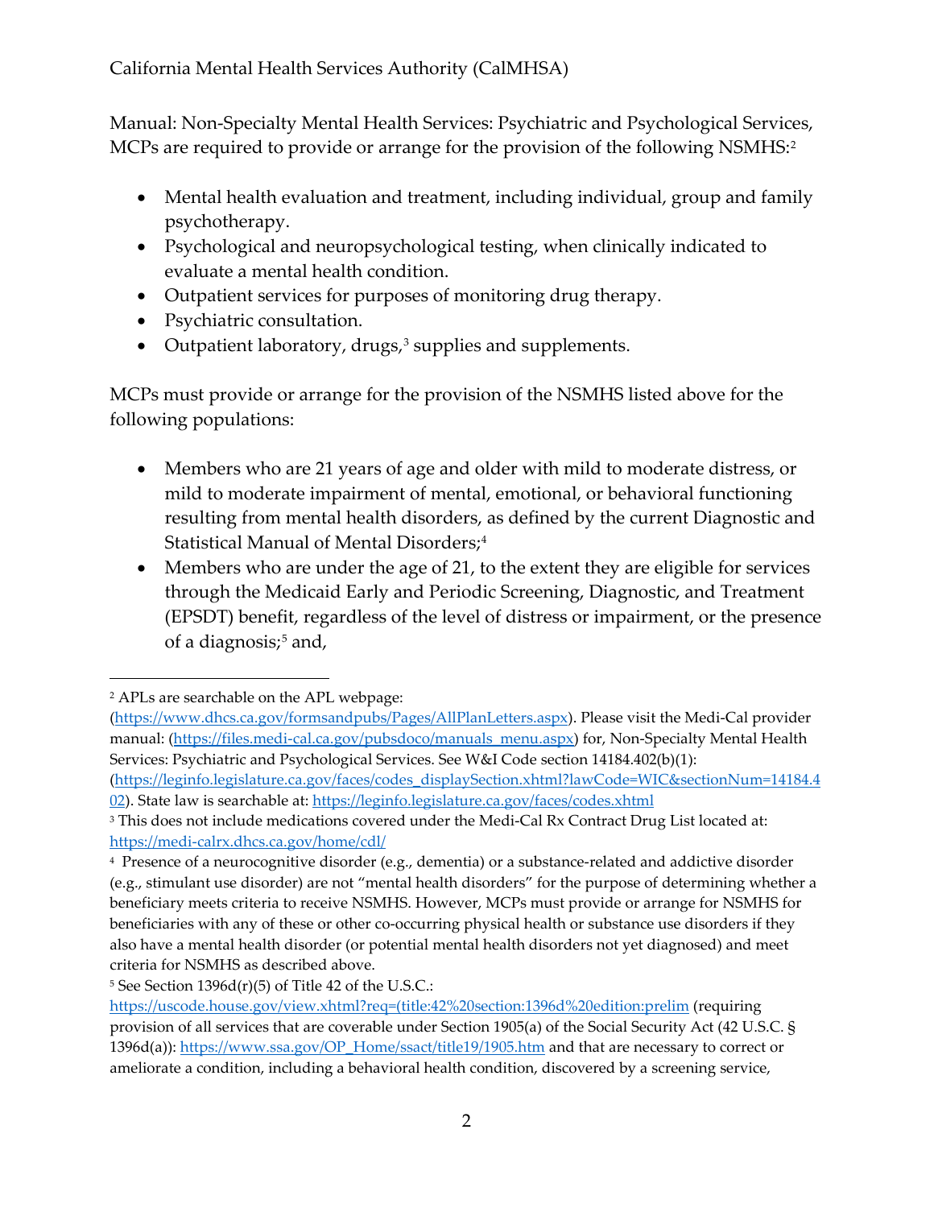Manual: Non-Specialty Mental Health Services: Psychiatric and Psychological Services, MCPs are required to provide or arrange for the provision of the following NSMHS:[2]

- Mental health evaluation and treatment, including individual, group and family psychotherapy.
- Psychological and neuropsychological testing, when clinically indicated to evaluate a mental health condition.
- Outpatient services for purposes of monitoring drug therapy.
- Psychiatric consultation.
- Outpatient laboratory, drugs,[3] supplies and supplements.

MCPs must provide or arrange for the provision of the NSMHS listed above for the following populations:

- Members who are 21 years of age and older with mild to moderate distress, or mild to moderate impairment of mental, emotional, or behavioral functioning resulting from mental health disorders, as defined by the current Diagnostic and Statistical Manual of Mental Disorders;[4]
- Members who are under the age of 21, to the extent they are eligible for services through the Medicaid Early and Periodic Screening, Diagnostic, and Treatment (EPSDT) benefit, regardless of the level of distress or impairment, or the presence of a diagnosis;[5] and,

---

[2] APLs are searchable on the APL webpage: (https://www.dhcs.ca.gov/formsandpubs/Pages/AllPlanLetters.aspx). Please visit the Medi-Cal provider manual: (https://files.medi-cal.ca.gov/pubsdoco/manuals_menu.aspx) for, Non-Specialty Mental Health Services: Psychiatric and Psychological Services. See W&I Code section 14184.402(b)(1): (https://leginfo.legislature.ca.gov/faces/codes_displaySection.xhtml?lawCode=WIC&sectionNum=14184.402). State law is searchable at: https://leginfo.legislature.ca.gov/faces/codes.xhtml

[3] This does not include medications covered under the Medi-Cal Rx Contract Drug List located at: https://medi-calrx.dhcs.ca.gov/home/cdl/

[4] Presence of a neurocognitive disorder (e.g., dementia) or a substance-related and addictive disorder (e.g., stimulant use disorder) are not "mental health disorders" for the purpose of determining whether a beneficiary meets criteria to receive NSMHS. However, MCPs must provide or arrange for NSMHS for beneficiaries with any of these or other co-occurring physical health or substance use disorders if they also have a mental health disorder (or potential mental health disorders not yet diagnosed) and meet criteria for NSMHS as described above.

[5] See Section 1396d(r)(5) of Title 42 of the U.S.C.: https://uscode.house.gov/view.xhtml?req=(title:42%20section:1396d%20edition:prelim (requiring provision of all services that are coverable under Section 1905(a) of the Social Security Act (42 U.S.C. § 1396d(a)): https://www.ssa.gov/OP_Home/ssact/title19/1905.htm and that are necessary to correct or ameliorate a condition, including a behavioral health condition, discovered by a screening service,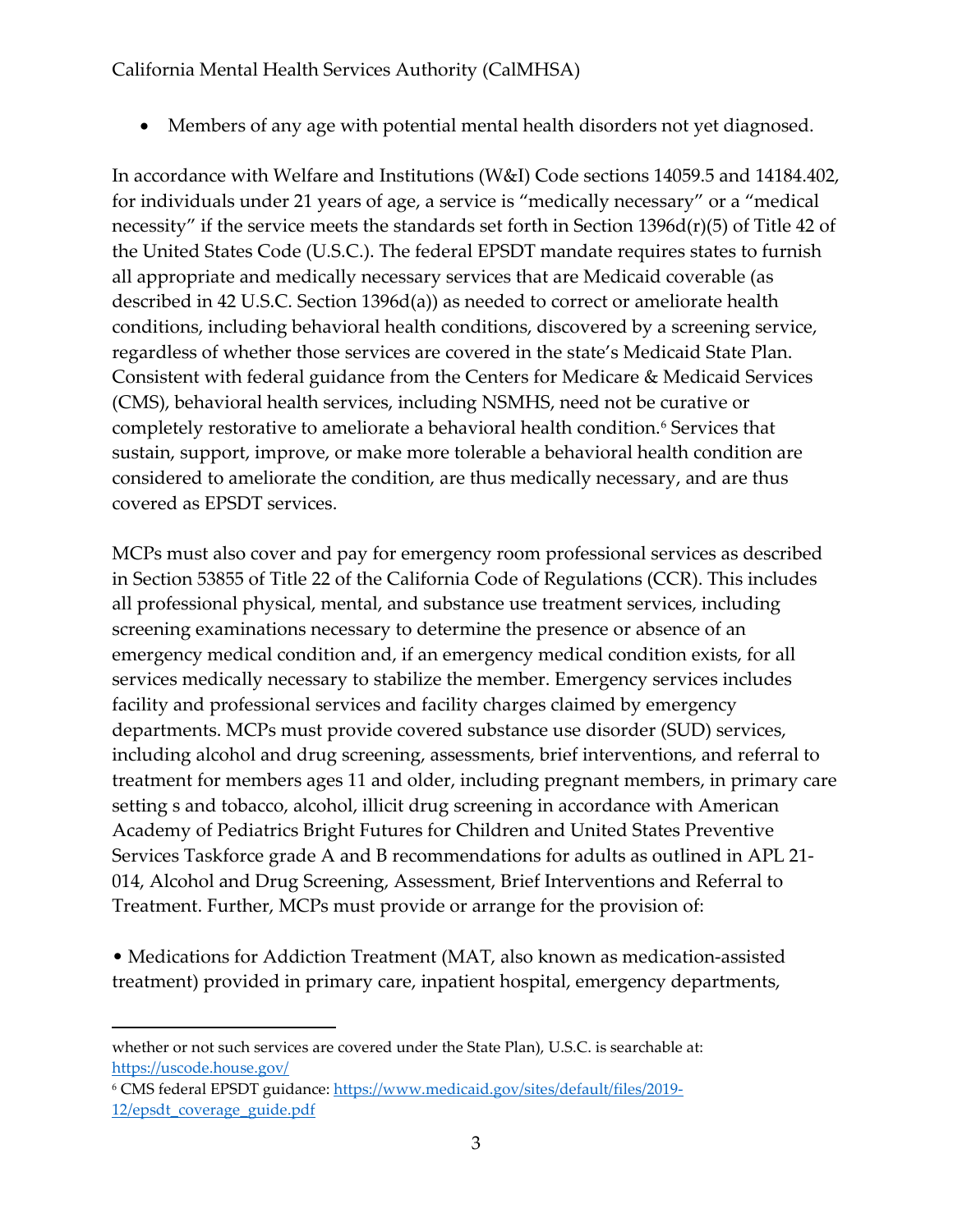- Members of any age with potential mental health disorders not yet diagnosed.

In accordance with Welfare and Institutions (W&I) Code sections 14059.5 and 14184.402, for individuals under 21 years of age, a service is "medically necessary" or a "medical necessity" if the service meets the standards set forth in Section 1396d(r)(5) of Title 42 of the United States Code (U.S.C.). The federal EPSDT mandate requires states to furnish all appropriate and medically necessary services that are Medicaid coverable (as described in 42 U.S.C. Section 1396d(a)) as needed to correct or ameliorate health conditions, including behavioral health conditions, discovered by a screening service, regardless of whether those services are covered in the state's Medicaid State Plan. Consistent with federal guidance from the Centers for Medicare & Medicaid Services (CMS), behavioral health services, including NSMHS, need not be curative or completely restorative to ameliorate a behavioral health condition.[6] Services that sustain, support, improve, or make more tolerable a behavioral health condition are considered to ameliorate the condition, are thus medically necessary, and are thus covered as EPSDT services.

MCPs must also cover and pay for emergency room professional services as described in Section 53855 of Title 22 of the California Code of Regulations (CCR). This includes all professional physical, mental, and substance use treatment services, including screening examinations necessary to determine the presence or absence of an emergency medical condition and, if an emergency medical condition exists, for all services medically necessary to stabilize the member. Emergency services includes facility and professional services and facility charges claimed by emergency departments. MCPs must provide covered substance use disorder (SUD) services, including alcohol and drug screening, assessments, brief interventions, and referral to treatment for members ages 11 and older, including pregnant members, in primary care setting s and tobacco, alcohol, illicit drug screening in accordance with American Academy of Pediatrics Bright Futures for Children and United States Preventive Services Taskforce grade A and B recommendations for adults as outlined in APL 21-014, Alcohol and Drug Screening, Assessment, Brief Interventions and Referral to Treatment. Further, MCPs must provide or arrange for the provision of:

- Medications for Addiction Treatment (MAT, also known as medication-assisted treatment) provided in primary care, inpatient hospital, emergency departments,

---

whether or not such services are covered under the State Plan), U.S.C. is searchable at: https://uscode.house.gov/

[6] CMS federal EPSDT guidance: https://www.medicaid.gov/sites/default/files/2019-12/epsdt_coverage_guide.pdf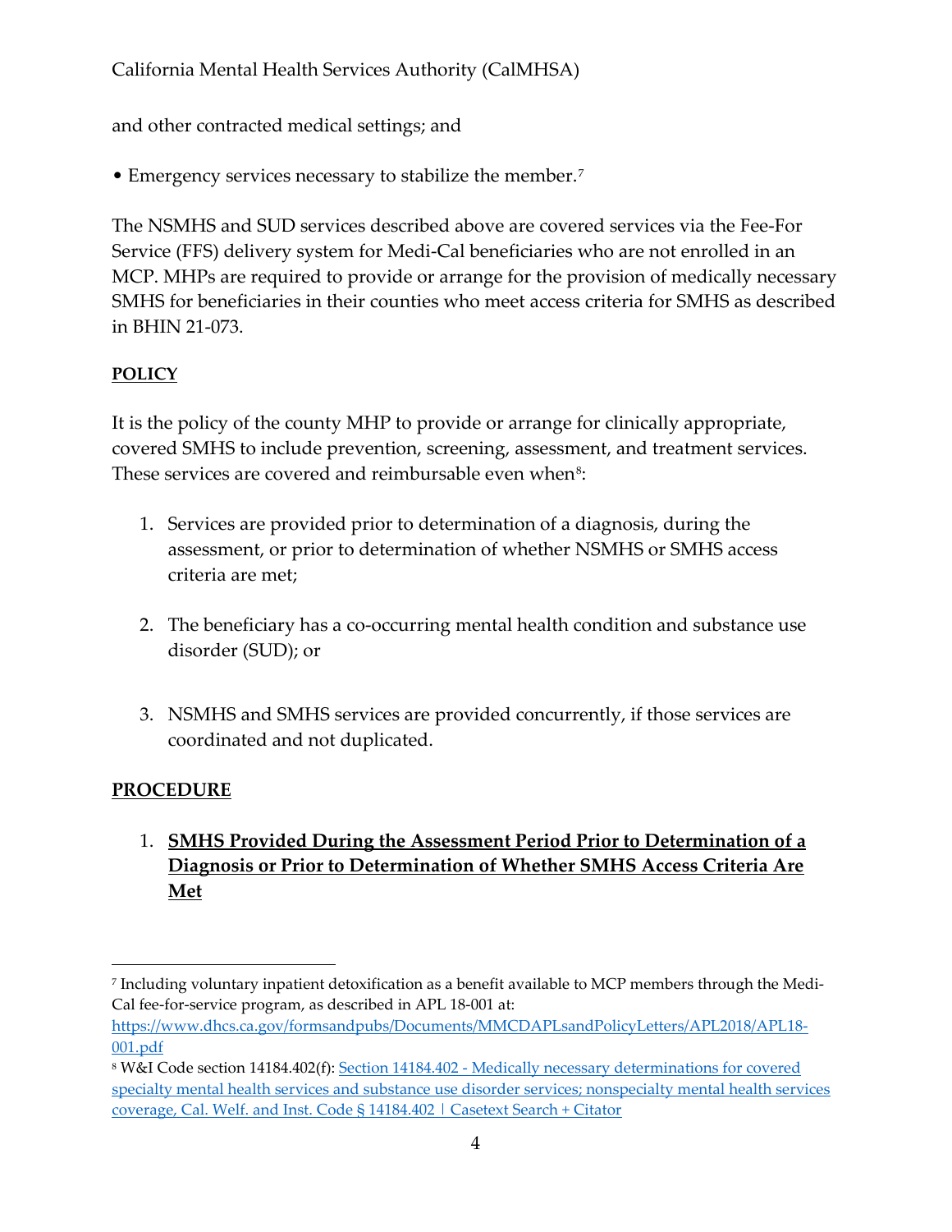and other contracted medical settings; and

• Emergency services necessary to stabilize the member.[7]

The NSMHS and SUD services described above are covered services via the Fee-For Service (FFS) delivery system for Medi-Cal beneficiaries who are not enrolled in an MCP. MHPs are required to provide or arrange for the provision of medically necessary SMHS for beneficiaries in their counties who meet access criteria for SMHS as described in BHIN 21-073.

**POLICY**

It is the policy of the county MHP to provide or arrange for clinically appropriate, covered SMHS to include prevention, screening, assessment, and treatment services. These services are covered and reimbursable even when[8]:

1. Services are provided prior to determination of a diagnosis, during the assessment, or prior to determination of whether NSMHS or SMHS access criteria are met;

2. The beneficiary has a co-occurring mental health condition and substance use disorder (SUD); or

3. NSMHS and SMHS services are provided concurrently, if those services are coordinated and not duplicated.

**PROCEDURE**

1. **SMHS Provided During the Assessment Period Prior to Determination of a Diagnosis or Prior to Determination of Whether SMHS Access Criteria Are Met**

---

[7] Including voluntary inpatient detoxification as a benefit available to MCP members through the Medi-Cal fee-for-service program, as described in APL 18-001 at: https://www.dhcs.ca.gov/formsandpubs/Documents/MMCDAPLsandPolicyLetters/APL2018/APL18-001.pdf

[8] W&I Code section 14184.402(f): Section 14184.402 - Medically necessary determinations for covered specialty mental health services and substance use disorder services; nonspecialty mental health services coverage, Cal. Welf. and Inst. Code § 14184.402 | Casetext Search + Citator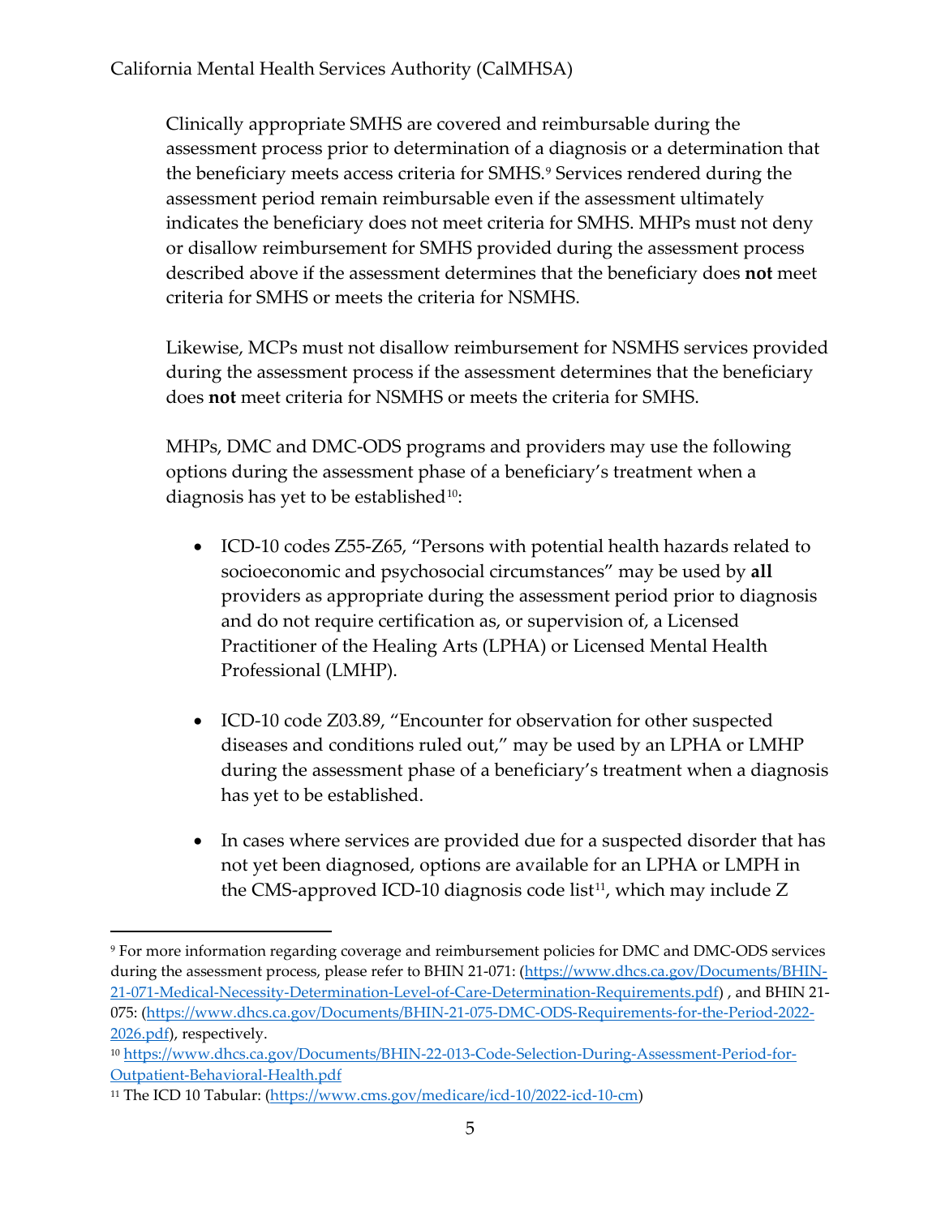Clinically appropriate SMHS are covered and reimbursable during the assessment process prior to determination of a diagnosis or a determination that the beneficiary meets access criteria for SMHS.[9] Services rendered during the assessment period remain reimbursable even if the assessment ultimately indicates the beneficiary does not meet criteria for SMHS. MHPs must not deny or disallow reimbursement for SMHS provided during the assessment process described above if the assessment determines that the beneficiary does **not** meet criteria for SMHS or meets the criteria for NSMHS.

Likewise, MCPs must not disallow reimbursement for NSMHS services provided during the assessment process if the assessment determines that the beneficiary does **not** meet criteria for NSMHS or meets the criteria for SMHS.

MHPs, DMC and DMC-ODS programs and providers may use the following options during the assessment phase of a beneficiary's treatment when a diagnosis has yet to be established[10]:

- ICD-10 codes Z55-Z65, "Persons with potential health hazards related to socioeconomic and psychosocial circumstances" may be used by **all** providers as appropriate during the assessment period prior to diagnosis and do not require certification as, or supervision of, a Licensed Practitioner of the Healing Arts (LPHA) or Licensed Mental Health Professional (LMHP).

- ICD-10 code Z03.89, "Encounter for observation for other suspected diseases and conditions ruled out," may be used by an LPHA or LMHP during the assessment phase of a beneficiary's treatment when a diagnosis has yet to be established.

- In cases where services are provided due for a suspected disorder that has not yet been diagnosed, options are available for an LPHA or LMPH in the CMS-approved ICD-10 diagnosis code list[11], which may include Z

---

[9] For more information regarding coverage and reimbursement policies for DMC and DMC-ODS services during the assessment process, please refer to BHIN 21-071: (https://www.dhcs.ca.gov/Documents/BHIN-21-071-Medical-Necessity-Determination-Level-of-Care-Determination-Requirements.pdf) , and BHIN 21-075: (https://www.dhcs.ca.gov/Documents/BHIN-21-075-DMC-ODS-Requirements-for-the-Period-2022-2026.pdf), respectively.

[10] https://www.dhcs.ca.gov/Documents/BHIN-22-013-Code-Selection-During-Assessment-Period-for-Outpatient-Behavioral-Health.pdf

[11] The ICD 10 Tabular: (https://www.cms.gov/medicare/icd-10/2022-icd-10-cm)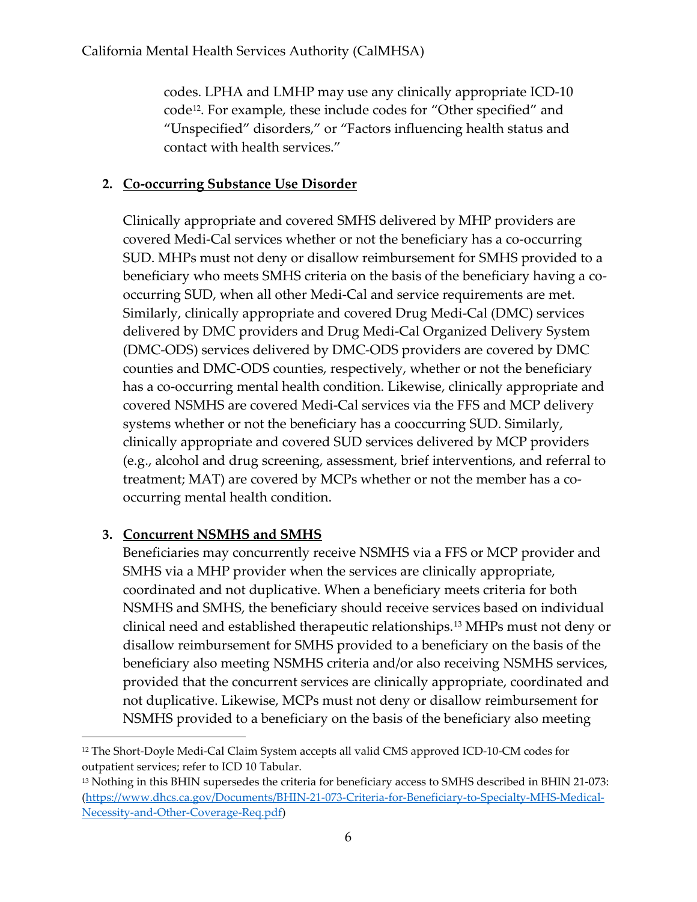codes. LPHA and LMHP may use any clinically appropriate ICD-10 code[12]. For example, these include codes for "Other specified" and "Unspecified" disorders," or "Factors influencing health status and contact with health services."

2. **Co-occurring Substance Use Disorder**

Clinically appropriate and covered SMHS delivered by MHP providers are covered Medi-Cal services whether or not the beneficiary has a co-occurring SUD. MHPs must not deny or disallow reimbursement for SMHS provided to a beneficiary who meets SMHS criteria on the basis of the beneficiary having a co-occurring SUD, when all other Medi-Cal and service requirements are met. Similarly, clinically appropriate and covered Drug Medi-Cal (DMC) services delivered by DMC providers and Drug Medi-Cal Organized Delivery System (DMC-ODS) services delivered by DMC-ODS providers are covered by DMC counties and DMC-ODS counties, respectively, whether or not the beneficiary has a co-occurring mental health condition. Likewise, clinically appropriate and covered NSMHS are covered Medi-Cal services via the FFS and MCP delivery systems whether or not the beneficiary has a cooccurring SUD. Similarly, clinically appropriate and covered SUD services delivered by MCP providers (e.g., alcohol and drug screening, assessment, brief interventions, and referral to treatment; MAT) are covered by MCPs whether or not the member has a co-occurring mental health condition.

3. **Concurrent NSMHS and SMHS**

Beneficiaries may concurrently receive NSMHS via a FFS or MCP provider and SMHS via a MHP provider when the services are clinically appropriate, coordinated and not duplicative. When a beneficiary meets criteria for both NSMHS and SMHS, the beneficiary should receive services based on individual clinical need and established therapeutic relationships.[13] MHPs must not deny or disallow reimbursement for SMHS provided to a beneficiary on the basis of the beneficiary also meeting NSMHS criteria and/or also receiving NSMHS services, provided that the concurrent services are clinically appropriate, coordinated and not duplicative. Likewise, MCPs must not deny or disallow reimbursement for NSMHS provided to a beneficiary on the basis of the beneficiary also meeting

---

[12] The Short-Doyle Medi-Cal Claim System accepts all valid CMS approved ICD-10-CM codes for outpatient services; refer to ICD 10 Tabular.

[13] Nothing in this BHIN supersedes the criteria for beneficiary access to SMHS described in BHIN 21-073: (https://www.dhcs.ca.gov/Documents/BHIN-21-073-Criteria-for-Beneficiary-to-Specialty-MHS-Medical-Necessity-and-Other-Coverage-Req.pdf)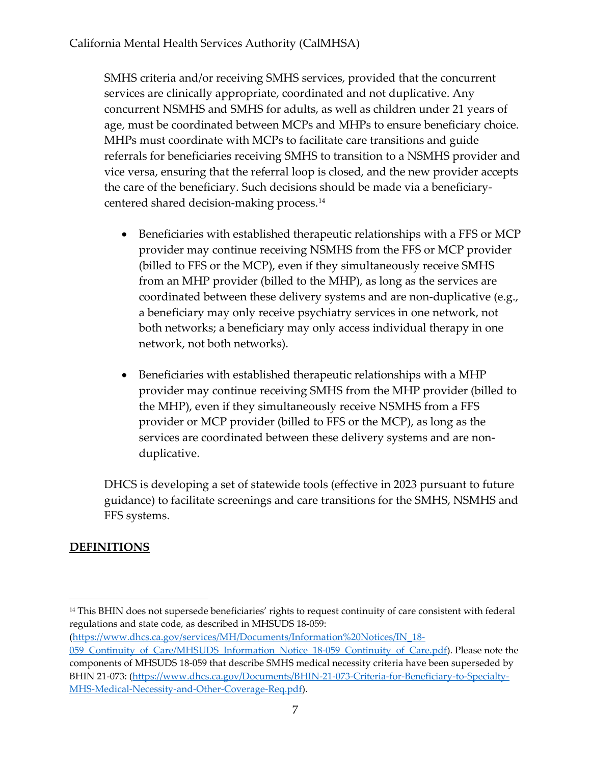SMHS criteria and/or receiving SMHS services, provided that the concurrent services are clinically appropriate, coordinated and not duplicative. Any concurrent NSMHS and SMHS for adults, as well as children under 21 years of age, must be coordinated between MCPs and MHPs to ensure beneficiary choice. MHPs must coordinate with MCPs to facilitate care transitions and guide referrals for beneficiaries receiving SMHS to transition to a NSMHS provider and vice versa, ensuring that the referral loop is closed, and the new provider accepts the care of the beneficiary. Such decisions should be made via a beneficiary-centered shared decision-making process.[14]

- Beneficiaries with established therapeutic relationships with a FFS or MCP provider may continue receiving NSMHS from the FFS or MCP provider (billed to FFS or the MCP), even if they simultaneously receive SMHS from an MHP provider (billed to the MHP), as long as the services are coordinated between these delivery systems and are non-duplicative (e.g., a beneficiary may only receive psychiatry services in one network, not both networks; a beneficiary may only access individual therapy in one network, not both networks).

- Beneficiaries with established therapeutic relationships with a MHP provider may continue receiving SMHS from the MHP provider (billed to the MHP), even if they simultaneously receive NSMHS from a FFS provider or MCP provider (billed to FFS or the MCP), as long as the services are coordinated between these delivery systems and are non-duplicative.

DHCS is developing a set of statewide tools (effective in 2023 pursuant to future guidance) to facilitate screenings and care transitions for the SMHS, NSMHS and FFS systems.

## DEFINITIONS

[14] This BHIN does not supersede beneficiaries' rights to request continuity of care consistent with federal regulations and state code, as described in MHSUDS 18-059: (https://www.dhcs.ca.gov/services/MH/Documents/Information%20Notices/IN_18-059_Continuity_of_Care/MHSUDS_Information_Notice_18-059_Continuity_of_Care.pdf). Please note the components of MHSUDS 18-059 that describe SMHS medical necessity criteria have been superseded by BHIN 21-073: (https://www.dhcs.ca.gov/Documents/BHIN-21-073-Criteria-for-Beneficiary-to-Specialty-MHS-Medical-Necessity-and-Other-Coverage-Req.pdf).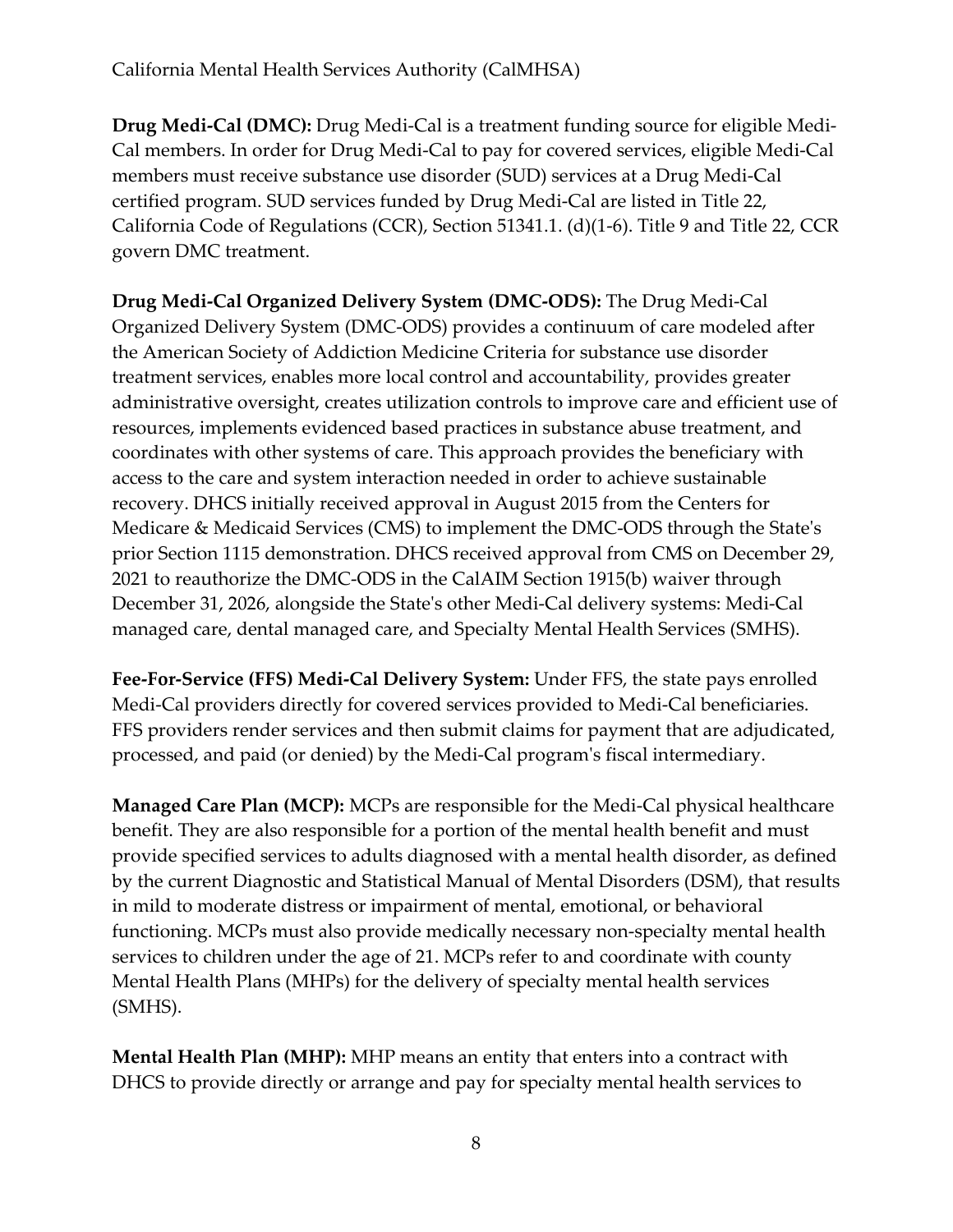**Drug Medi-Cal (DMC):** Drug Medi-Cal is a treatment funding source for eligible Medi-Cal members. In order for Drug Medi-Cal to pay for covered services, eligible Medi-Cal members must receive substance use disorder (SUD) services at a Drug Medi-Cal certified program. SUD services funded by Drug Medi-Cal are listed in Title 22, California Code of Regulations (CCR), Section 51341.1. (d)(1-6). Title 9 and Title 22, CCR govern DMC treatment.

**Drug Medi-Cal Organized Delivery System (DMC-ODS):** The Drug Medi-Cal Organized Delivery System (DMC-ODS) provides a continuum of care modeled after the American Society of Addiction Medicine Criteria for substance use disorder treatment services, enables more local control and accountability, provides greater administrative oversight, creates utilization controls to improve care and efficient use of resources, implements evidenced based practices in substance abuse treatment, and coordinates with other systems of care. This approach provides the beneficiary with access to the care and system interaction needed in order to achieve sustainable recovery. DHCS initially received approval in August 2015 from the Centers for Medicare & Medicaid Services (CMS) to implement the DMC-ODS through the State's prior Section 1115 demonstration. DHCS received approval from CMS on December 29, 2021 to reauthorize the DMC-ODS in the CalAIM Section 1915(b) waiver through December 31, 2026, alongside the State's other Medi-Cal delivery systems: Medi-Cal managed care, dental managed care, and Specialty Mental Health Services (SMHS).

**Fee-For-Service (FFS) Medi-Cal Delivery System:** Under FFS, the state pays enrolled Medi-Cal providers directly for covered services provided to Medi-Cal beneficiaries. FFS providers render services and then submit claims for payment that are adjudicated, processed, and paid (or denied) by the Medi-Cal program's fiscal intermediary.

**Managed Care Plan (MCP):** MCPs are responsible for the Medi-Cal physical healthcare benefit. They are also responsible for a portion of the mental health benefit and must provide specified services to adults diagnosed with a mental health disorder, as defined by the current Diagnostic and Statistical Manual of Mental Disorders (DSM), that results in mild to moderate distress or impairment of mental, emotional, or behavioral functioning. MCPs must also provide medically necessary non-specialty mental health services to children under the age of 21. MCPs refer to and coordinate with county Mental Health Plans (MHPs) for the delivery of specialty mental health services (SMHS).

**Mental Health Plan (MHP):** MHP means an entity that enters into a contract with DHCS to provide directly or arrange and pay for specialty mental health services to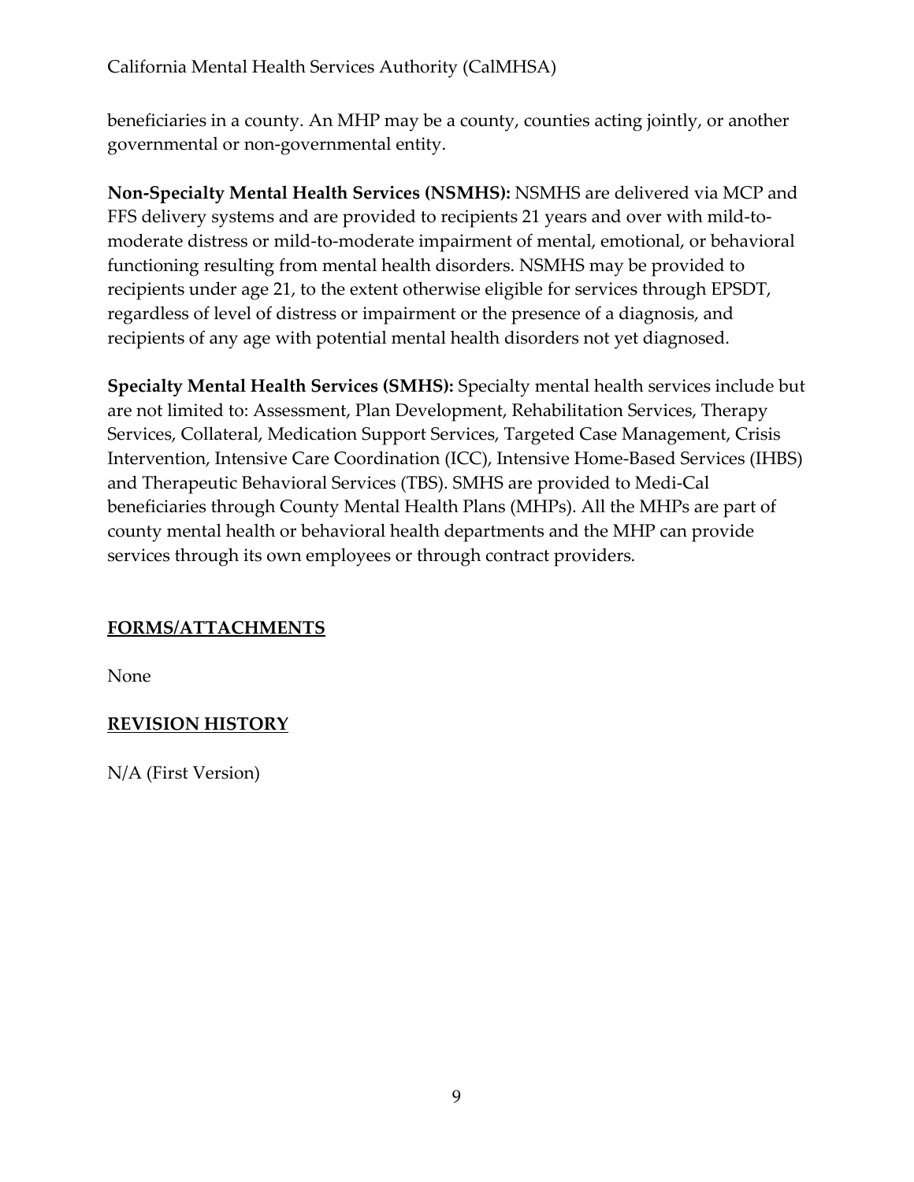beneficiaries in a county. An MHP may be a county, counties acting jointly, or another governmental or non-governmental entity.

**Non-Specialty Mental Health Services (NSMHS):** NSMHS are delivered via MCP and FFS delivery systems and are provided to recipients 21 years and over with mild-to-moderate distress or mild-to-moderate impairment of mental, emotional, or behavioral functioning resulting from mental health disorders. NSMHS may be provided to recipients under age 21, to the extent otherwise eligible for services through EPSDT, regardless of level of distress or impairment or the presence of a diagnosis, and recipients of any age with potential mental health disorders not yet diagnosed.

**Specialty Mental Health Services (SMHS):** Specialty mental health services include but are not limited to: Assessment, Plan Development, Rehabilitation Services, Therapy Services, Collateral, Medication Support Services, Targeted Case Management, Crisis Intervention, Intensive Care Coordination (ICC), Intensive Home-Based Services (IHBS) and Therapeutic Behavioral Services (TBS). SMHS are provided to Medi-Cal beneficiaries through County Mental Health Plans (MHPs). All the MHPs are part of county mental health or behavioral health departments and the MHP can provide services through its own employees or through contract providers.

## FORMS/ATTACHMENTS

None

## REVISION HISTORY

N/A (First Version)